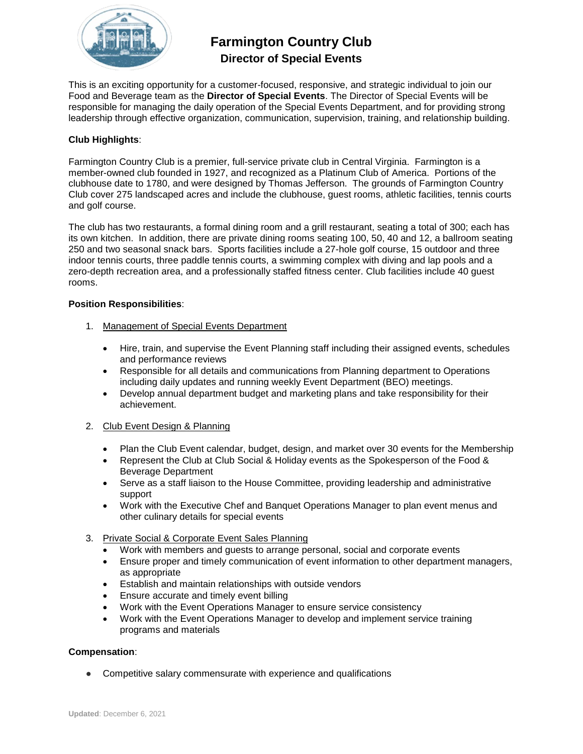# Farmington Country Club

## Director of Special Events

This is an exciting opportunity for a customer-focused, responsive, and strategic individual to join our Food and Beverage team as the **Director of Special Events**. The Director of Special Events will be responsible for managing the daily operation of the Special Events Department, and for providing strong leadership through effective organization, communication, supervision, training, and relationship building.

**Club Highlights**:

Farmington Country Club is a premier, full-service private club in Central Virginia. Farmington is a member-owned club founded in 1927, and recognized as a Platinum Club of America. Portions of the clubhouse date to 1780, and were designed by Thomas Jefferson. The grounds of Farmington Country Club cover 275 landscaped acres and include the clubhouse, guest rooms, athletic facilities, tennis courts and golf course.

The club has two restaurants, a formal dining room and a grill restaurant, seating a total of 300; each has its own kitchen. In addition, there are private dining rooms seating 100, 50, 40 and 12, a ballroom seating 250 and two seasonal snack bars. Sports facilities include a 27-hole golf course, 15 outdoor and three indoor tennis courts, three paddle tennis courts, a swimming complex with diving and lap pools and a zero-depth recreation area, and a professionally staffed fitness center. Club facilities include 40 guest rooms.

**Position Responsibilities**:

1. Management of Special Events Department
   - Hire, train, and supervise the Event Planning staff including their assigned events, schedules and performance reviews
   - Responsible for all details and communications from Planning department to Operations including daily updates and running weekly Event Department (BEO) meetings.
   - Develop annual department budget and marketing plans and take responsibility for their achievement.

2. Club Event Design & Planning
   - Plan the Club Event calendar, budget, design, and market over 30 events for the Membership
   - Represent the Club at Club Social & Holiday events as the Spokesperson of the Food & Beverage Department
   - Serve as a staff liaison to the House Committee, providing leadership and administrative support
   - Work with the Executive Chef and Banquet Operations Manager to plan event menus and other culinary details for special events

3. Private Social & Corporate Event Sales Planning
   - Work with members and guests to arrange personal, social and corporate events
   - Ensure proper and timely communication of event information to other department managers, as appropriate
   - Establish and maintain relationships with outside vendors
   - Ensure accurate and timely event billing
   - Work with the Event Operations Manager to ensure service consistency
   - Work with the Event Operations Manager to develop and implement service training programs and materials

**Compensation**:

- Competitive salary commensurate with experience and qualifications

**Updated**: December 6, 2021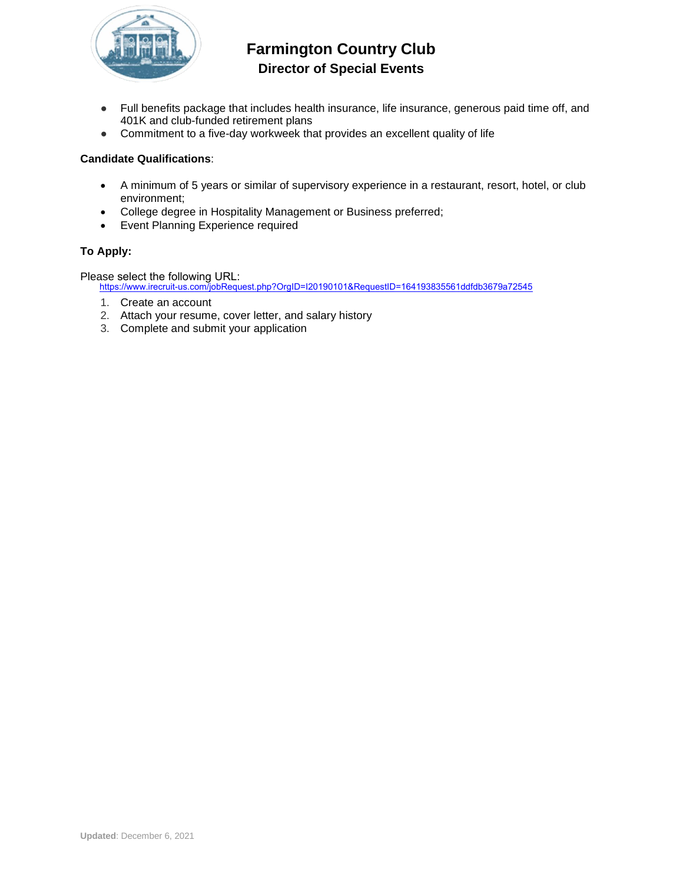# Farmington Country Club
## Director of Special Events

- Full benefits package that includes health insurance, life insurance, generous paid time off, and 401K and club-funded retirement plans
- Commitment to a five-day workweek that provides an excellent quality of life

**Candidate Qualifications**:

- A minimum of 5 years or similar of supervisory experience in a restaurant, resort, hotel, or club environment;
- College degree in Hospitality Management or Business preferred;
- Event Planning Experience required

**To Apply:**

Please select the following URL:
https://www.irecruit-us.com/jobRequest.php?OrgID=I20190101&RequestID=164193835561ddfdb3679a72545

1. Create an account
2. Attach your resume, cover letter, and salary history
3. Complete and submit your application

**Updated**: December 6, 2021